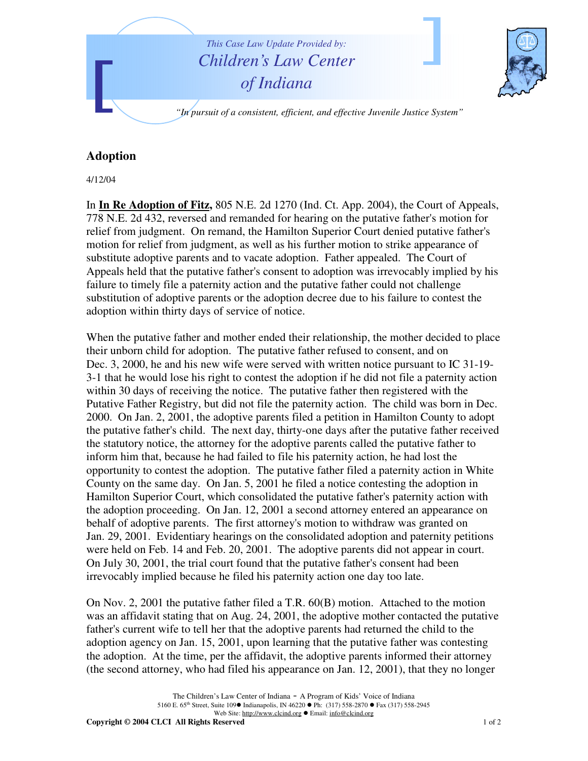*This Case Law Update Provided by:*

*Children's Law Center of Indiana*

*"In pursuit of a consistent, efficient, and effective Juvenile Justice System"*

## Adoption

4/12/04

In **In Re Adoption of Fitz,** 805 N.E. 2d 1270 (Ind. Ct. App. 2004), the Court of Appeals, 778 N.E. 2d 432, reversed and remanded for hearing on the putative father's motion for relief from judgment. On remand, the Hamilton Superior Court denied putative father's motion for relief from judgment, as well as his further motion to strike appearance of substitute adoptive parents and to vacate adoption. Father appealed. The Court of Appeals held that the putative father's consent to adoption was irrevocably implied by his failure to timely file a paternity action and the putative father could not challenge substitution of adoptive parents or the adoption decree due to his failure to contest the adoption within thirty days of service of notice.

When the putative father and mother ended their relationship, the mother decided to place their unborn child for adoption. The putative father refused to consent, and on Dec. 3, 2000, he and his new wife were served with written notice pursuant to IC 31-19-3-1 that he would lose his right to contest the adoption if he did not file a paternity action within 30 days of receiving the notice. The putative father then registered with the Putative Father Registry, but did not file the paternity action. The child was born in Dec. 2000. On Jan. 2, 2001, the adoptive parents filed a petition in Hamilton County to adopt the putative father's child. The next day, thirty-one days after the putative father received the statutory notice, the attorney for the adoptive parents called the putative father to inform him that, because he had failed to file his paternity action, he had lost the opportunity to contest the adoption. The putative father filed a paternity action in White County on the same day. On Jan. 5, 2001 he filed a notice contesting the adoption in Hamilton Superior Court, which consolidated the putative father's paternity action with the adoption proceeding. On Jan. 12, 2001 a second attorney entered an appearance on behalf of adoptive parents. The first attorney's motion to withdraw was granted on Jan. 29, 2001. Evidentiary hearings on the consolidated adoption and paternity petitions were held on Feb. 14 and Feb. 20, 2001. The adoptive parents did not appear in court. On July 30, 2001, the trial court found that the putative father's consent had been irrevocably implied because he filed his paternity action one day too late.

On Nov. 2, 2001 the putative father filed a T.R. 60(B) motion. Attached to the motion was an affidavit stating that on Aug. 24, 2001, the adoptive mother contacted the putative father's current wife to tell her that the adoptive parents had returned the child to the adoption agency on Jan. 15, 2001, upon learning that the putative father was contesting the adoption. At the time, per the affidavit, the adoptive parents informed their attorney (the second attorney, who had filed his appearance on Jan. 12, 2001), that they no longer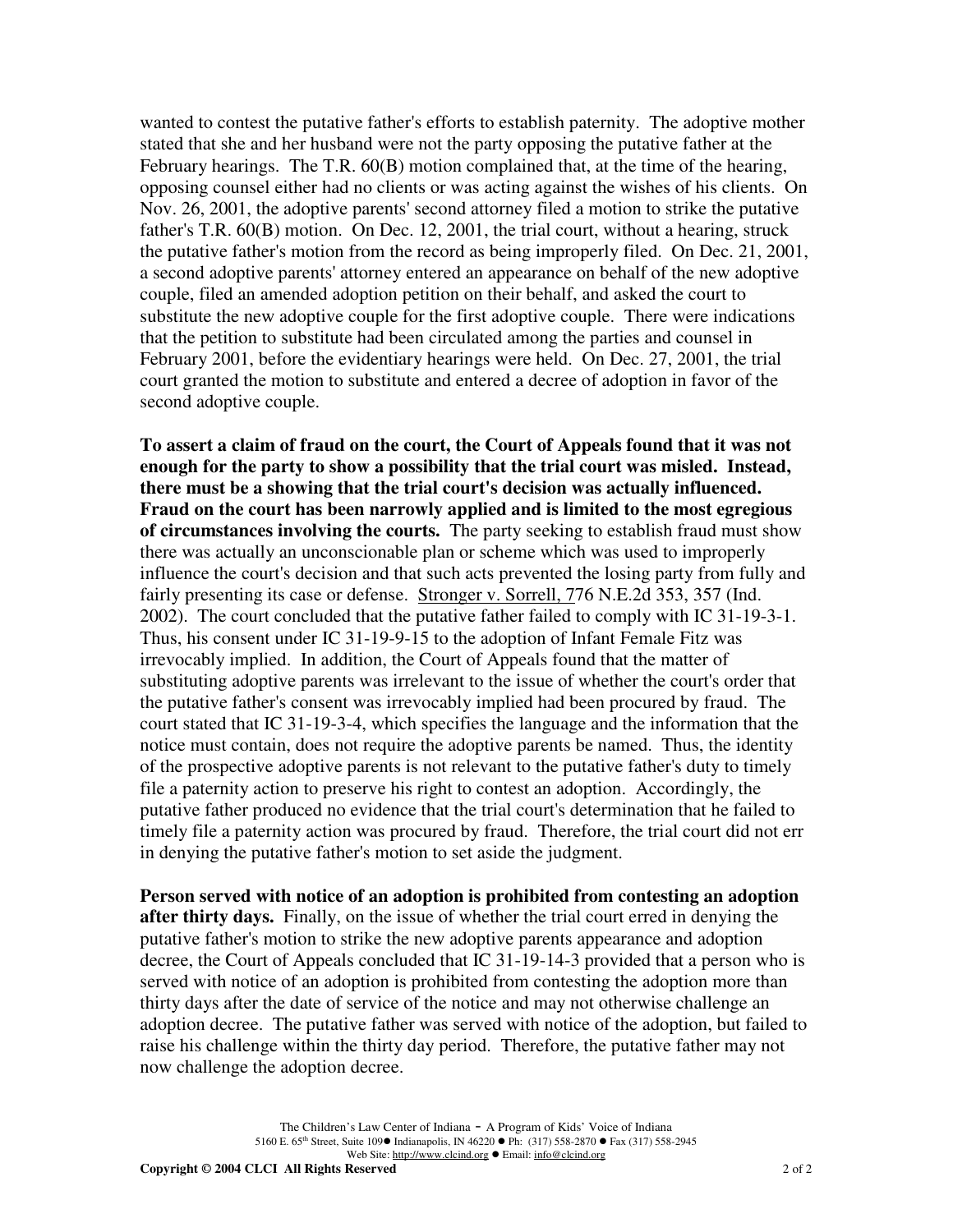wanted to contest the putative father's efforts to establish paternity. The adoptive mother stated that she and her husband were not the party opposing the putative father at the February hearings. The T.R. 60(B) motion complained that, at the time of the hearing, opposing counsel either had no clients or was acting against the wishes of his clients. On Nov. 26, 2001, the adoptive parents' second attorney filed a motion to strike the putative father's T.R. 60(B) motion. On Dec. 12, 2001, the trial court, without a hearing, struck the putative father's motion from the record as being improperly filed. On Dec. 21, 2001, a second adoptive parents' attorney entered an appearance on behalf of the new adoptive couple, filed an amended adoption petition on their behalf, and asked the court to substitute the new adoptive couple for the first adoptive couple. There were indications that the petition to substitute had been circulated among the parties and counsel in February 2001, before the evidentiary hearings were held. On Dec. 27, 2001, the trial court granted the motion to substitute and entered a decree of adoption in favor of the second adoptive couple.

**To assert a claim of fraud on the court, the Court of Appeals found that it was not enough for the party to show a possibility that the trial court was misled. Instead, there must be a showing that the trial court's decision was actually influenced. Fraud on the court has been narrowly applied and is limited to the most egregious of circumstances involving the courts.** The party seeking to establish fraud must show there was actually an unconscionable plan or scheme which was used to improperly influence the court's decision and that such acts prevented the losing party from fully and fairly presenting its case or defense. Stronger v. Sorrell, 776 N.E.2d 353, 357 (Ind. 2002). The court concluded that the putative father failed to comply with IC 31-19-3-1. Thus, his consent under IC 31-19-9-15 to the adoption of Infant Female Fitz was irrevocably implied. In addition, the Court of Appeals found that the matter of substituting adoptive parents was irrelevant to the issue of whether the court's order that the putative father's consent was irrevocably implied had been procured by fraud. The court stated that IC 31-19-3-4, which specifies the language and the information that the notice must contain, does not require the adoptive parents be named. Thus, the identity of the prospective adoptive parents is not relevant to the putative father's duty to timely file a paternity action to preserve his right to contest an adoption. Accordingly, the putative father produced no evidence that the trial court's determination that he failed to timely file a paternity action was procured by fraud. Therefore, the trial court did not err in denying the putative father's motion to set aside the judgment.

**Person served with notice of an adoption is prohibited from contesting an adoption after thirty days.** Finally, on the issue of whether the trial court erred in denying the putative father's motion to strike the new adoptive parents appearance and adoption decree, the Court of Appeals concluded that IC 31-19-14-3 provided that a person who is served with notice of an adoption is prohibited from contesting the adoption more than thirty days after the date of service of the notice and may not otherwise challenge an adoption decree. The putative father was served with notice of the adoption, but failed to raise his challenge within the thirty day period. Therefore, the putative father may not now challenge the adoption decree.